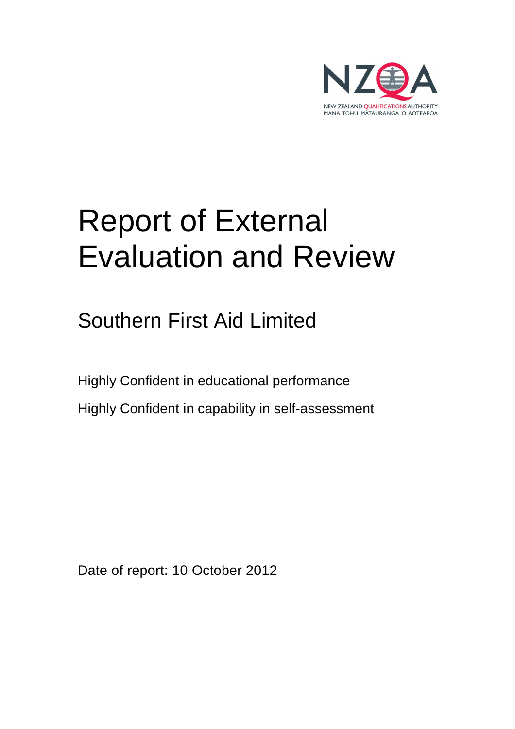NEW ZEALAND QUALIFICATIONS AUTHORITY
MANA TOHU MĀTAURANGA O AOTEAROA

# Report of External Evaluation and Review

## Southern First Aid Limited

Highly Confident in educational performance

Highly Confident in capability in self-assessment

Date of report: 10 October 2012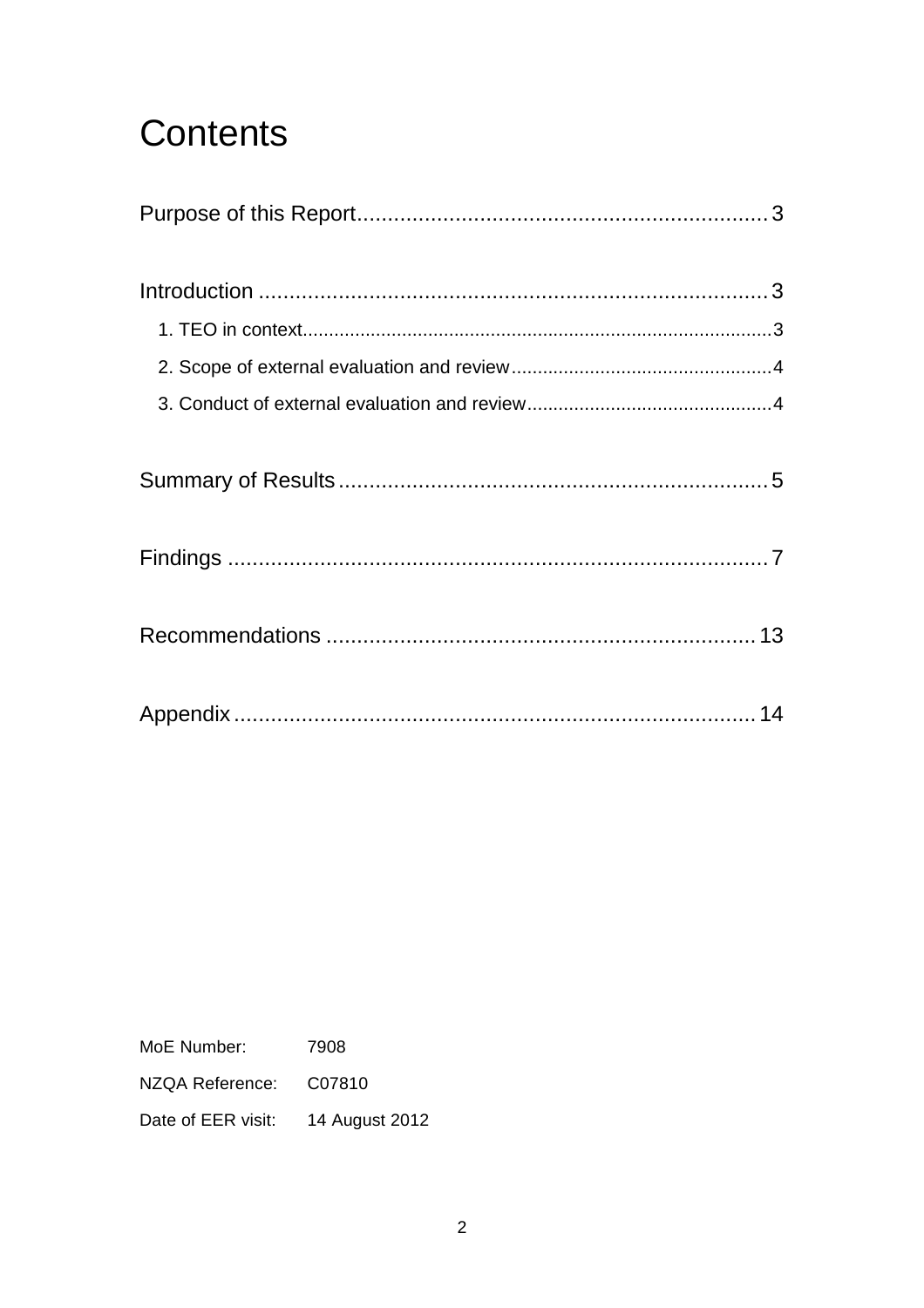# Contents

Purpose of this Report .................................................................. 3

Introduction .................................................................................. 3

- 1. TEO in context ........................................................................ 3
- 2. Scope of external evaluation and review ................................. 4
- 3. Conduct of external evaluation and review .............................. 4

Summary of Results ..................................................................... 5

Findings ........................................................................................ 7

Recommendations ...................................................................... 13

Appendix ..................................................................................... 14

| | |
|---|---|
| MoE Number: | 7908 |
| NZQA Reference: | C07810 |
| Date of EER visit: | 14 August 2012 |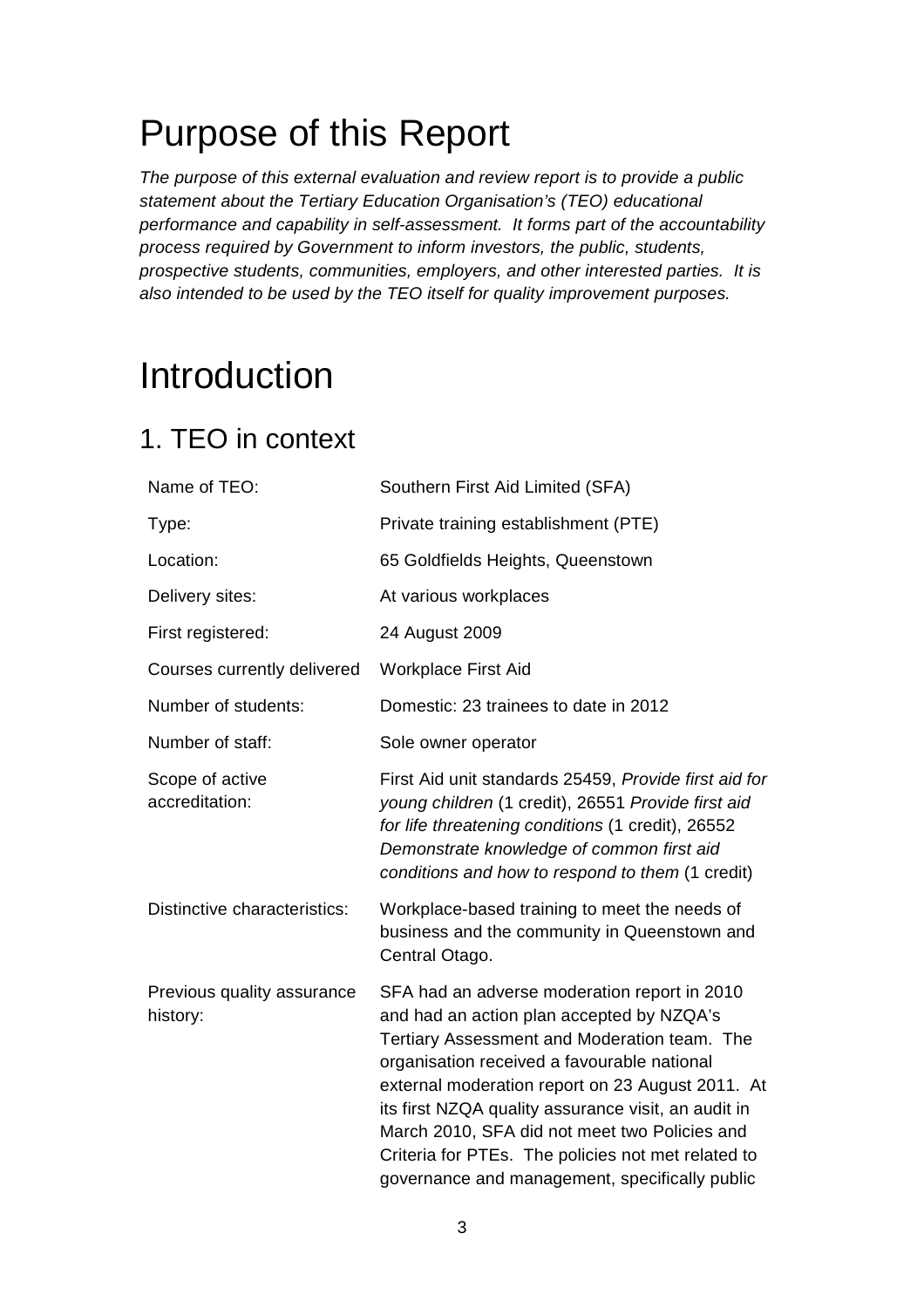# Purpose of this Report

*The purpose of this external evaluation and review report is to provide a public statement about the Tertiary Education Organisation's (TEO) educational performance and capability in self-assessment. It forms part of the accountability process required by Government to inform investors, the public, students, prospective students, communities, employers, and other interested parties. It is also intended to be used by the TEO itself for quality improvement purposes.*

# Introduction

## 1. TEO in context

| | |
|---|---|
| Name of TEO: | Southern First Aid Limited (SFA) |
| Type: | Private training establishment (PTE) |
| Location: | 65 Goldfields Heights, Queenstown |
| Delivery sites: | At various workplaces |
| First registered: | 24 August 2009 |
| Courses currently delivered | Workplace First Aid |
| Number of students: | Domestic: 23 trainees to date in 2012 |
| Number of staff: | Sole owner operator |
| Scope of active accreditation: | First Aid unit standards 25459, *Provide first aid for young children* (1 credit), 26551 *Provide first aid for life threatening conditions* (1 credit), 26552 *Demonstrate knowledge of common first aid conditions and how to respond to them* (1 credit) |
| Distinctive characteristics: | Workplace-based training to meet the needs of business and the community in Queenstown and Central Otago. |
| Previous quality assurance history: | SFA had an adverse moderation report in 2010 and had an action plan accepted by NZQA's Tertiary Assessment and Moderation team. The organisation received a favourable national external moderation report on 23 August 2011. At its first NZQA quality assurance visit, an audit in March 2010, SFA did not meet two Policies and Criteria for PTEs. The policies not met related to governance and management, specifically public |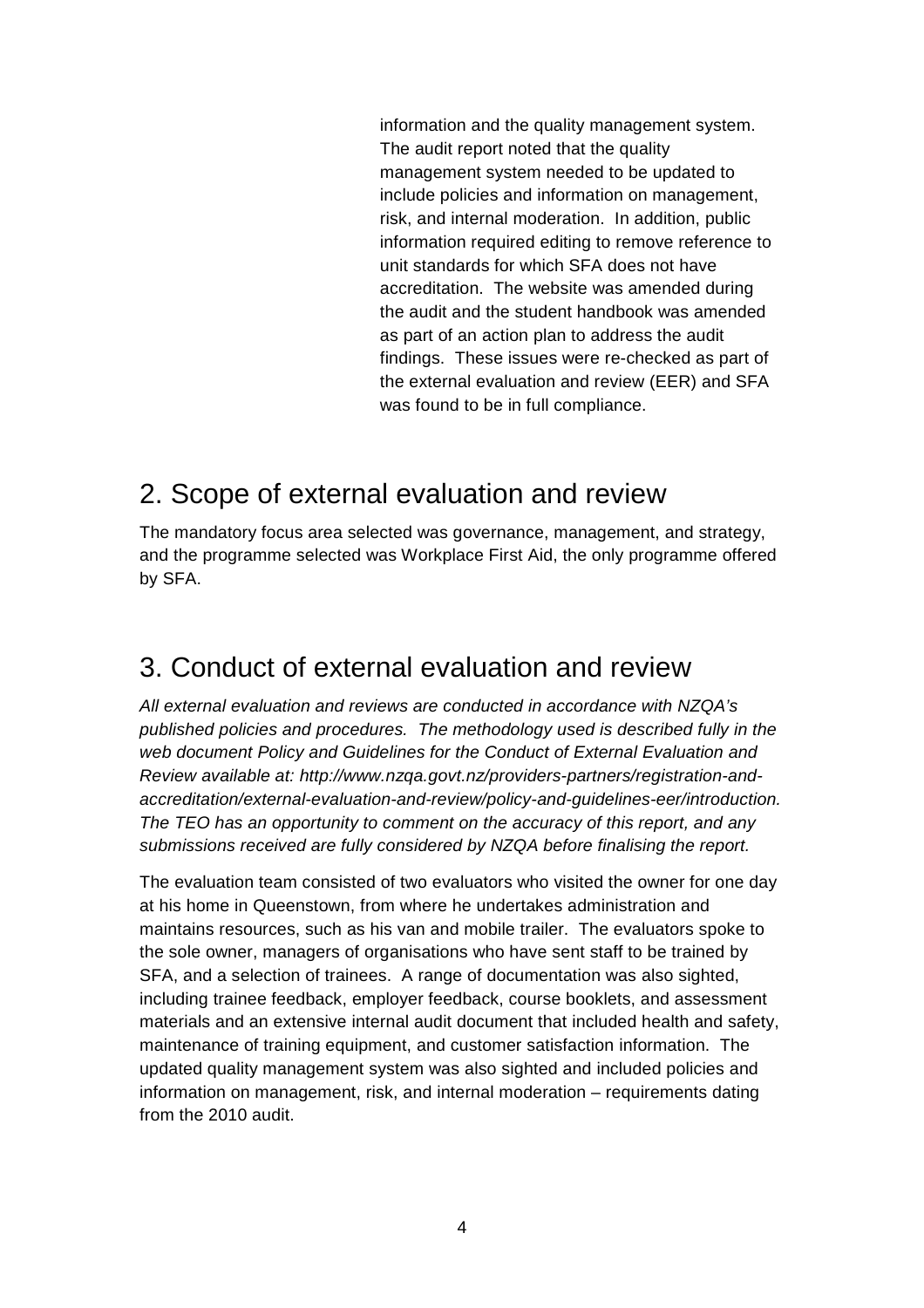information and the quality management system. The audit report noted that the quality management system needed to be updated to include policies and information on management, risk, and internal moderation. In addition, public information required editing to remove reference to unit standards for which SFA does not have accreditation. The website was amended during the audit and the student handbook was amended as part of an action plan to address the audit findings. These issues were re-checked as part of the external evaluation and review (EER) and SFA was found to be in full compliance.

## 2. Scope of external evaluation and review

The mandatory focus area selected was governance, management, and strategy, and the programme selected was Workplace First Aid, the only programme offered by SFA.

## 3. Conduct of external evaluation and review

*All external evaluation and reviews are conducted in accordance with NZQA's published policies and procedures. The methodology used is described fully in the web document Policy and Guidelines for the Conduct of External Evaluation and Review available at: http://www.nzqa.govt.nz/providers-partners/registration-and-accreditation/external-evaluation-and-review/policy-and-guidelines-eer/introduction. The TEO has an opportunity to comment on the accuracy of this report, and any submissions received are fully considered by NZQA before finalising the report.*

The evaluation team consisted of two evaluators who visited the owner for one day at his home in Queenstown, from where he undertakes administration and maintains resources, such as his van and mobile trailer. The evaluators spoke to the sole owner, managers of organisations who have sent staff to be trained by SFA, and a selection of trainees. A range of documentation was also sighted, including trainee feedback, employer feedback, course booklets, and assessment materials and an extensive internal audit document that included health and safety, maintenance of training equipment, and customer satisfaction information. The updated quality management system was also sighted and included policies and information on management, risk, and internal moderation – requirements dating from the 2010 audit.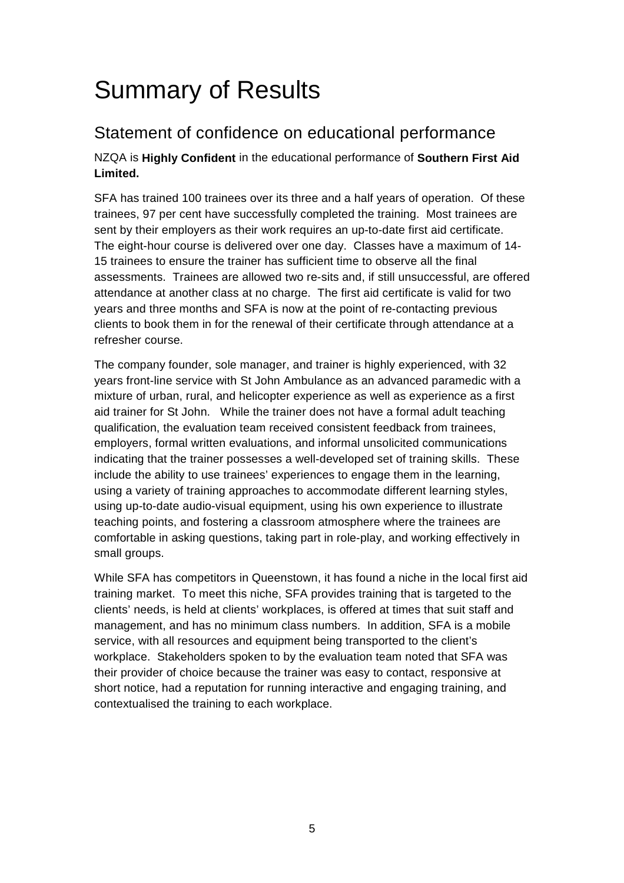# Summary of Results

## Statement of confidence on educational performance

NZQA is **Highly Confident** in the educational performance of **Southern First Aid Limited.**

SFA has trained 100 trainees over its three and a half years of operation. Of these trainees, 97 per cent have successfully completed the training. Most trainees are sent by their employers as their work requires an up-to-date first aid certificate. The eight-hour course is delivered over one day. Classes have a maximum of 14-15 trainees to ensure the trainer has sufficient time to observe all the final assessments. Trainees are allowed two re-sits and, if still unsuccessful, are offered attendance at another class at no charge. The first aid certificate is valid for two years and three months and SFA is now at the point of re-contacting previous clients to book them in for the renewal of their certificate through attendance at a refresher course.

The company founder, sole manager, and trainer is highly experienced, with 32 years front-line service with St John Ambulance as an advanced paramedic with a mixture of urban, rural, and helicopter experience as well as experience as a first aid trainer for St John. While the trainer does not have a formal adult teaching qualification, the evaluation team received consistent feedback from trainees, employers, formal written evaluations, and informal unsolicited communications indicating that the trainer possesses a well-developed set of training skills. These include the ability to use trainees' experiences to engage them in the learning, using a variety of training approaches to accommodate different learning styles, using up-to-date audio-visual equipment, using his own experience to illustrate teaching points, and fostering a classroom atmosphere where the trainees are comfortable in asking questions, taking part in role-play, and working effectively in small groups.

While SFA has competitors in Queenstown, it has found a niche in the local first aid training market. To meet this niche, SFA provides training that is targeted to the clients' needs, is held at clients' workplaces, is offered at times that suit staff and management, and has no minimum class numbers. In addition, SFA is a mobile service, with all resources and equipment being transported to the client's workplace. Stakeholders spoken to by the evaluation team noted that SFA was their provider of choice because the trainer was easy to contact, responsive at short notice, had a reputation for running interactive and engaging training, and contextualised the training to each workplace.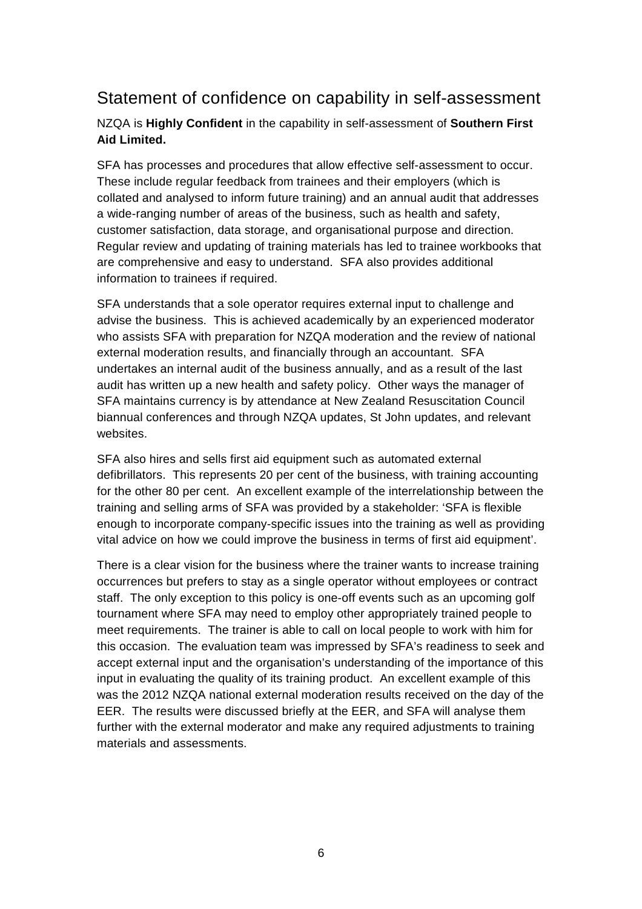## Statement of confidence on capability in self-assessment

NZQA is **Highly Confident** in the capability in self-assessment of **Southern First Aid Limited.**

SFA has processes and procedures that allow effective self-assessment to occur. These include regular feedback from trainees and their employers (which is collated and analysed to inform future training) and an annual audit that addresses a wide-ranging number of areas of the business, such as health and safety, customer satisfaction, data storage, and organisational purpose and direction. Regular review and updating of training materials has led to trainee workbooks that are comprehensive and easy to understand. SFA also provides additional information to trainees if required.

SFA understands that a sole operator requires external input to challenge and advise the business. This is achieved academically by an experienced moderator who assists SFA with preparation for NZQA moderation and the review of national external moderation results, and financially through an accountant. SFA undertakes an internal audit of the business annually, and as a result of the last audit has written up a new health and safety policy. Other ways the manager of SFA maintains currency is by attendance at New Zealand Resuscitation Council biannual conferences and through NZQA updates, St John updates, and relevant websites.

SFA also hires and sells first aid equipment such as automated external defibrillators. This represents 20 per cent of the business, with training accounting for the other 80 per cent. An excellent example of the interrelationship between the training and selling arms of SFA was provided by a stakeholder: 'SFA is flexible enough to incorporate company-specific issues into the training as well as providing vital advice on how we could improve the business in terms of first aid equipment'.

There is a clear vision for the business where the trainer wants to increase training occurrences but prefers to stay as a single operator without employees or contract staff. The only exception to this policy is one-off events such as an upcoming golf tournament where SFA may need to employ other appropriately trained people to meet requirements. The trainer is able to call on local people to work with him for this occasion. The evaluation team was impressed by SFA's readiness to seek and accept external input and the organisation's understanding of the importance of this input in evaluating the quality of its training product. An excellent example of this was the 2012 NZQA national external moderation results received on the day of the EER. The results were discussed briefly at the EER, and SFA will analyse them further with the external moderator and make any required adjustments to training materials and assessments.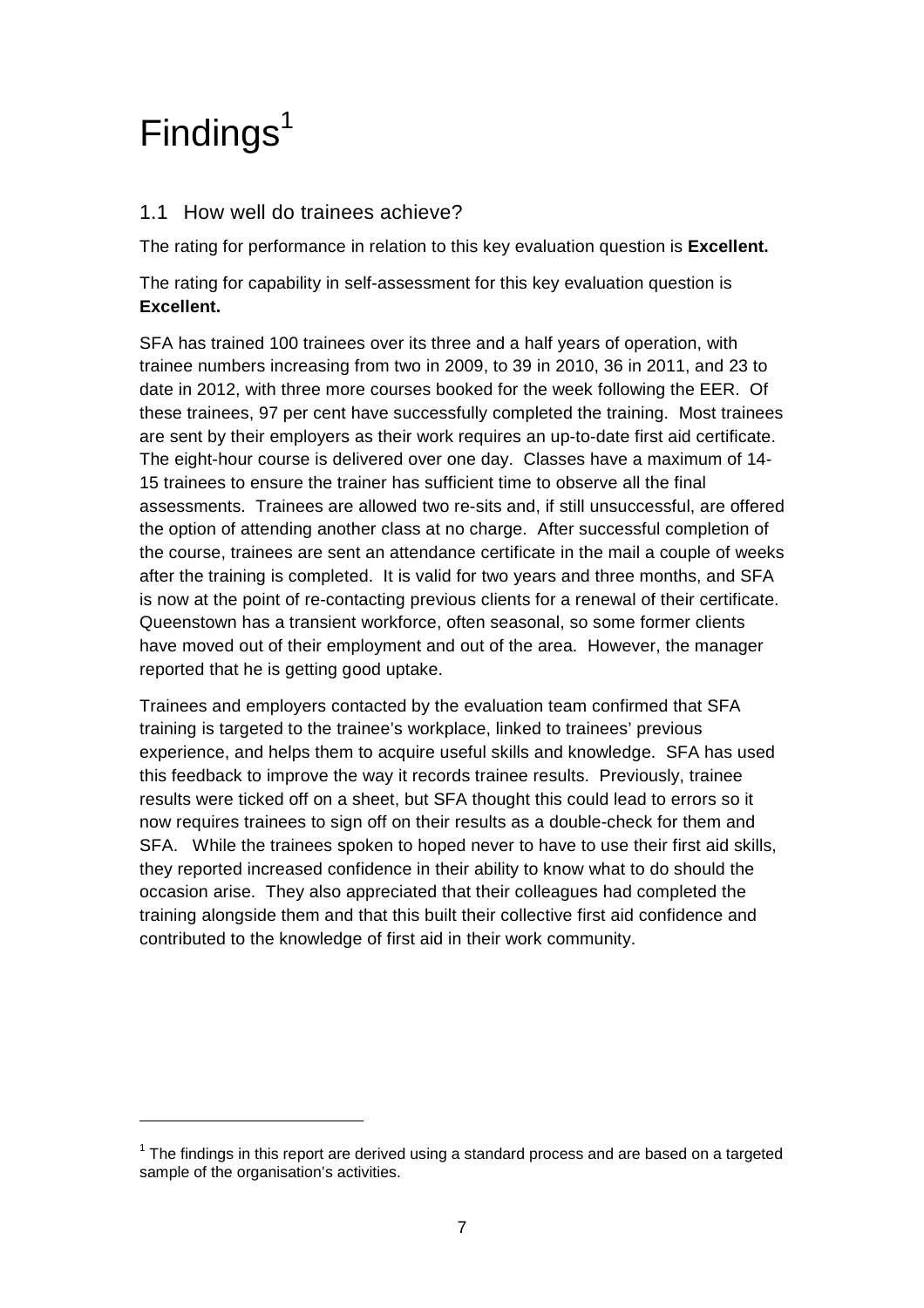# Findings[1]

## 1.1 How well do trainees achieve?

The rating for performance in relation to this key evaluation question is **Excellent.**

The rating for capability in self-assessment for this key evaluation question is **Excellent.**

SFA has trained 100 trainees over its three and a half years of operation, with trainee numbers increasing from two in 2009, to 39 in 2010, 36 in 2011, and 23 to date in 2012, with three more courses booked for the week following the EER. Of these trainees, 97 per cent have successfully completed the training. Most trainees are sent by their employers as their work requires an up-to-date first aid certificate. The eight-hour course is delivered over one day. Classes have a maximum of 14-15 trainees to ensure the trainer has sufficient time to observe all the final assessments. Trainees are allowed two re-sits and, if still unsuccessful, are offered the option of attending another class at no charge. After successful completion of the course, trainees are sent an attendance certificate in the mail a couple of weeks after the training is completed. It is valid for two years and three months, and SFA is now at the point of re-contacting previous clients for a renewal of their certificate. Queenstown has a transient workforce, often seasonal, so some former clients have moved out of their employment and out of the area. However, the manager reported that he is getting good uptake.

Trainees and employers contacted by the evaluation team confirmed that SFA training is targeted to the trainee's workplace, linked to trainees' previous experience, and helps them to acquire useful skills and knowledge. SFA has used this feedback to improve the way it records trainee results. Previously, trainee results were ticked off on a sheet, but SFA thought this could lead to errors so it now requires trainees to sign off on their results as a double-check for them and SFA. While the trainees spoken to hoped never to have to use their first aid skills, they reported increased confidence in their ability to know what to do should the occasion arise. They also appreciated that their colleagues had completed the training alongside them and that this built their collective first aid confidence and contributed to the knowledge of first aid in their work community.

---

[1] The findings in this report are derived using a standard process and are based on a targeted sample of the organisation's activities.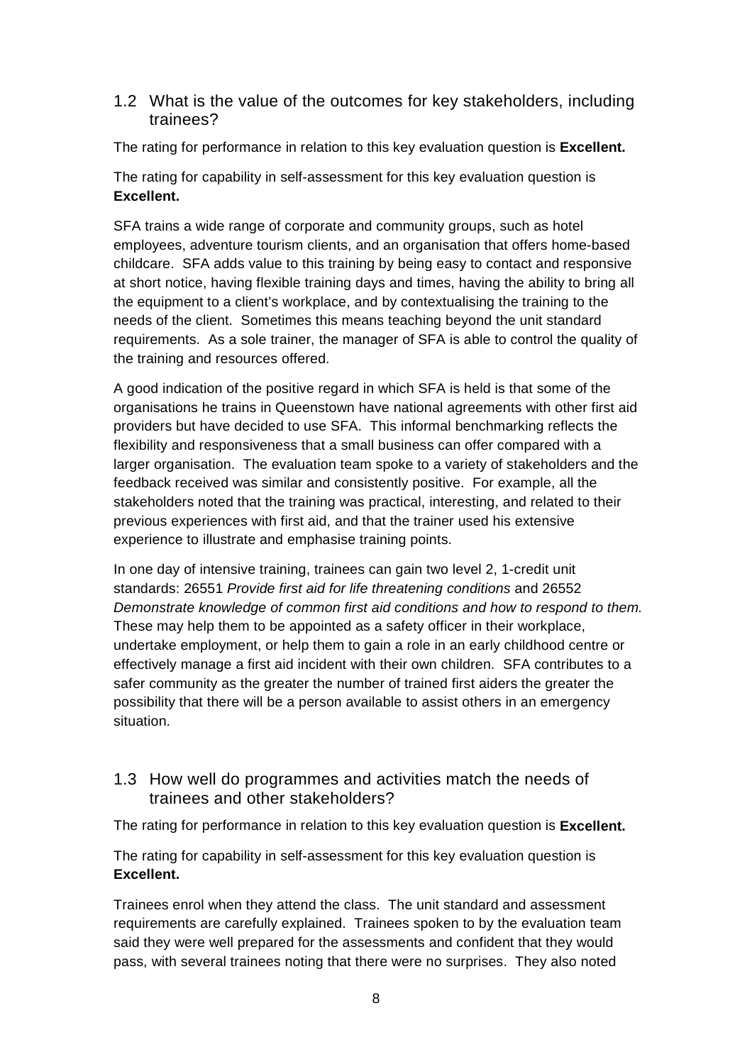### 1.2 What is the value of the outcomes for key stakeholders, including trainees?

The rating for performance in relation to this key evaluation question is **Excellent.**

The rating for capability in self-assessment for this key evaluation question is **Excellent.**

SFA trains a wide range of corporate and community groups, such as hotel employees, adventure tourism clients, and an organisation that offers home-based childcare. SFA adds value to this training by being easy to contact and responsive at short notice, having flexible training days and times, having the ability to bring all the equipment to a client's workplace, and by contextualising the training to the needs of the client. Sometimes this means teaching beyond the unit standard requirements. As a sole trainer, the manager of SFA is able to control the quality of the training and resources offered.

A good indication of the positive regard in which SFA is held is that some of the organisations he trains in Queenstown have national agreements with other first aid providers but have decided to use SFA. This informal benchmarking reflects the flexibility and responsiveness that a small business can offer compared with a larger organisation. The evaluation team spoke to a variety of stakeholders and the feedback received was similar and consistently positive. For example, all the stakeholders noted that the training was practical, interesting, and related to their previous experiences with first aid, and that the trainer used his extensive experience to illustrate and emphasise training points.

In one day of intensive training, trainees can gain two level 2, 1-credit unit standards: 26551 *Provide first aid for life threatening conditions* and 26552 *Demonstrate knowledge of common first aid conditions and how to respond to them.* These may help them to be appointed as a safety officer in their workplace, undertake employment, or help them to gain a role in an early childhood centre or effectively manage a first aid incident with their own children. SFA contributes to a safer community as the greater the number of trained first aiders the greater the possibility that there will be a person available to assist others in an emergency situation.

### 1.3 How well do programmes and activities match the needs of trainees and other stakeholders?

The rating for performance in relation to this key evaluation question is **Excellent.**

The rating for capability in self-assessment for this key evaluation question is **Excellent.**

Trainees enrol when they attend the class. The unit standard and assessment requirements are carefully explained. Trainees spoken to by the evaluation team said they were well prepared for the assessments and confident that they would pass, with several trainees noting that there were no surprises. They also noted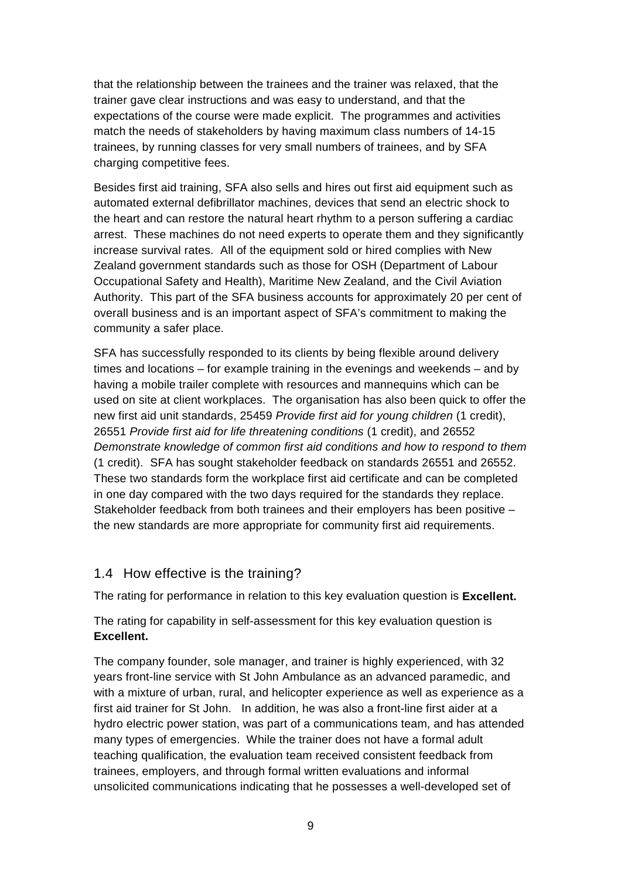that the relationship between the trainees and the trainer was relaxed, that the trainer gave clear instructions and was easy to understand, and that the expectations of the course were made explicit. The programmes and activities match the needs of stakeholders by having maximum class numbers of 14-15 trainees, by running classes for very small numbers of trainees, and by SFA charging competitive fees.

Besides first aid training, SFA also sells and hires out first aid equipment such as automated external defibrillator machines, devices that send an electric shock to the heart and can restore the natural heart rhythm to a person suffering a cardiac arrest. These machines do not need experts to operate them and they significantly increase survival rates. All of the equipment sold or hired complies with New Zealand government standards such as those for OSH (Department of Labour Occupational Safety and Health), Maritime New Zealand, and the Civil Aviation Authority. This part of the SFA business accounts for approximately 20 per cent of overall business and is an important aspect of SFA's commitment to making the community a safer place.

SFA has successfully responded to its clients by being flexible around delivery times and locations – for example training in the evenings and weekends – and by having a mobile trailer complete with resources and mannequins which can be used on site at client workplaces. The organisation has also been quick to offer the new first aid unit standards, 25459 *Provide first aid for young children* (1 credit), 26551 *Provide first aid for life threatening conditions* (1 credit), and 26552 *Demonstrate knowledge of common first aid conditions and how to respond to them* (1 credit). SFA has sought stakeholder feedback on standards 26551 and 26552. These two standards form the workplace first aid certificate and can be completed in one day compared with the two days required for the standards they replace. Stakeholder feedback from both trainees and their employers has been positive – the new standards are more appropriate for community first aid requirements.

## 1.4 How effective is the training?

The rating for performance in relation to this key evaluation question is **Excellent.**

The rating for capability in self-assessment for this key evaluation question is **Excellent.**

The company founder, sole manager, and trainer is highly experienced, with 32 years front-line service with St John Ambulance as an advanced paramedic, and with a mixture of urban, rural, and helicopter experience as well as experience as a first aid trainer for St John. In addition, he was also a front-line first aider at a hydro electric power station, was part of a communications team, and has attended many types of emergencies. While the trainer does not have a formal adult teaching qualification, the evaluation team received consistent feedback from trainees, employers, and through formal written evaluations and informal unsolicited communications indicating that he possesses a well-developed set of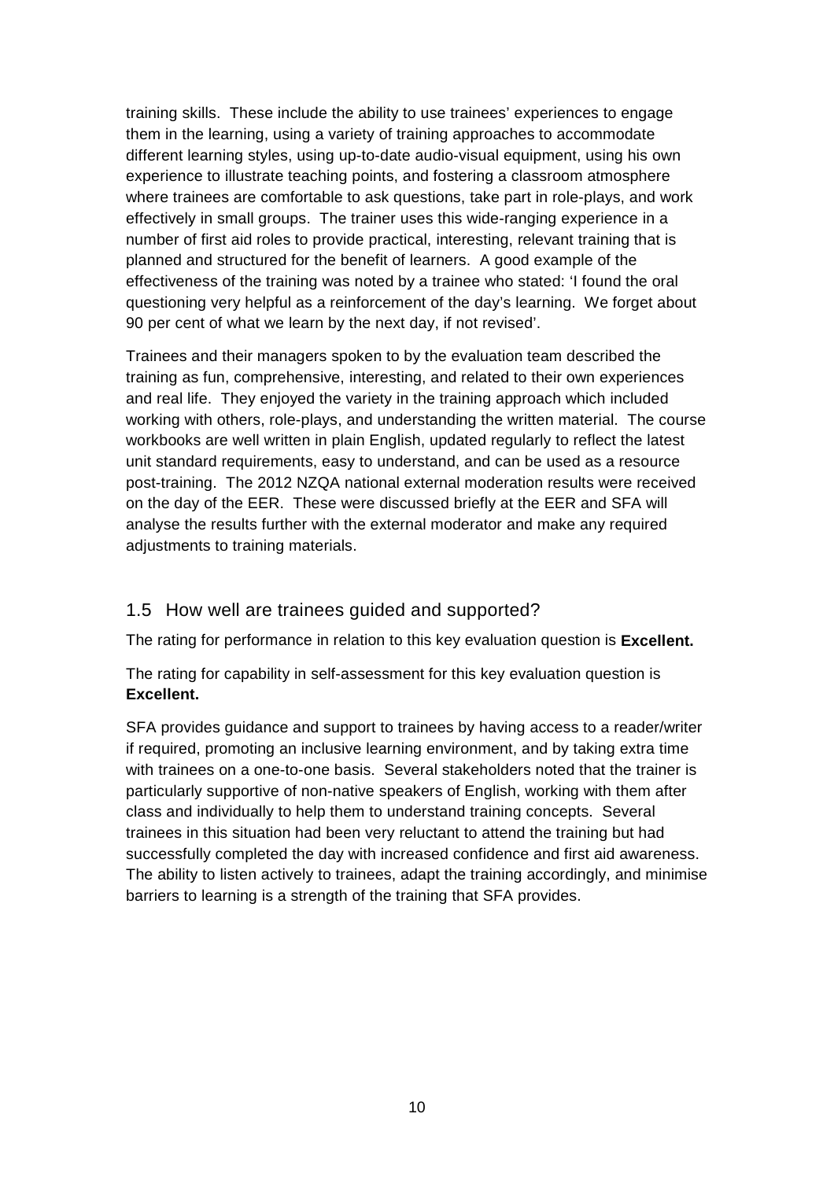training skills. These include the ability to use trainees' experiences to engage them in the learning, using a variety of training approaches to accommodate different learning styles, using up-to-date audio-visual equipment, using his own experience to illustrate teaching points, and fostering a classroom atmosphere where trainees are comfortable to ask questions, take part in role-plays, and work effectively in small groups. The trainer uses this wide-ranging experience in a number of first aid roles to provide practical, interesting, relevant training that is planned and structured for the benefit of learners. A good example of the effectiveness of the training was noted by a trainee who stated: 'I found the oral questioning very helpful as a reinforcement of the day's learning. We forget about 90 per cent of what we learn by the next day, if not revised'.

Trainees and their managers spoken to by the evaluation team described the training as fun, comprehensive, interesting, and related to their own experiences and real life. They enjoyed the variety in the training approach which included working with others, role-plays, and understanding the written material. The course workbooks are well written in plain English, updated regularly to reflect the latest unit standard requirements, easy to understand, and can be used as a resource post-training. The 2012 NZQA national external moderation results were received on the day of the EER. These were discussed briefly at the EER and SFA will analyse the results further with the external moderator and make any required adjustments to training materials.

## 1.5 How well are trainees guided and supported?

The rating for performance in relation to this key evaluation question is **Excellent.**

The rating for capability in self-assessment for this key evaluation question is **Excellent.**

SFA provides guidance and support to trainees by having access to a reader/writer if required, promoting an inclusive learning environment, and by taking extra time with trainees on a one-to-one basis. Several stakeholders noted that the trainer is particularly supportive of non-native speakers of English, working with them after class and individually to help them to understand training concepts. Several trainees in this situation had been very reluctant to attend the training but had successfully completed the day with increased confidence and first aid awareness. The ability to listen actively to trainees, adapt the training accordingly, and minimise barriers to learning is a strength of the training that SFA provides.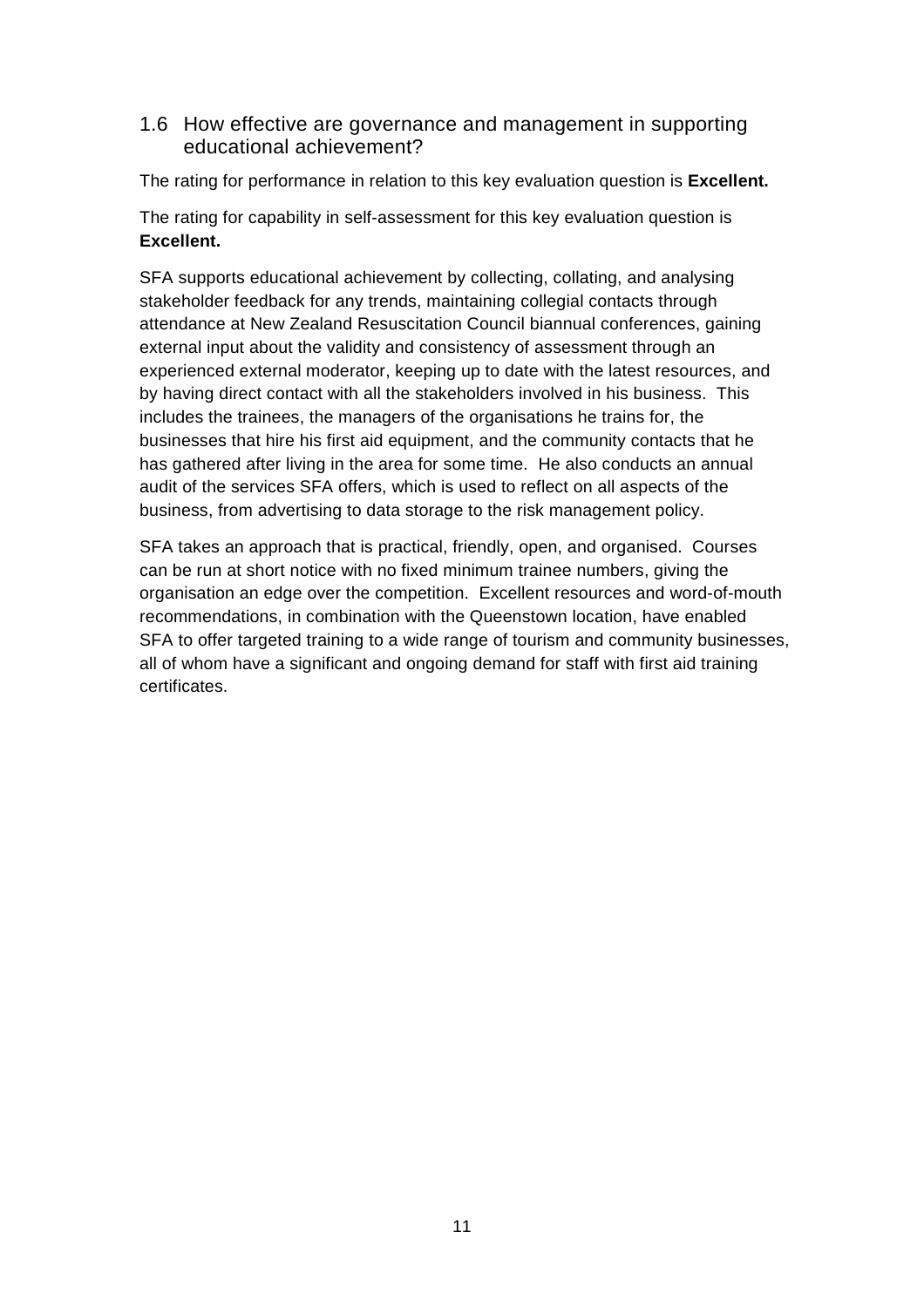### 1.6 How effective are governance and management in supporting educational achievement?

The rating for performance in relation to this key evaluation question is **Excellent.**

The rating for capability in self-assessment for this key evaluation question is **Excellent.**

SFA supports educational achievement by collecting, collating, and analysing stakeholder feedback for any trends, maintaining collegial contacts through attendance at New Zealand Resuscitation Council biannual conferences, gaining external input about the validity and consistency of assessment through an experienced external moderator, keeping up to date with the latest resources, and by having direct contact with all the stakeholders involved in his business. This includes the trainees, the managers of the organisations he trains for, the businesses that hire his first aid equipment, and the community contacts that he has gathered after living in the area for some time. He also conducts an annual audit of the services SFA offers, which is used to reflect on all aspects of the business, from advertising to data storage to the risk management policy.

SFA takes an approach that is practical, friendly, open, and organised. Courses can be run at short notice with no fixed minimum trainee numbers, giving the organisation an edge over the competition. Excellent resources and word-of-mouth recommendations, in combination with the Queenstown location, have enabled SFA to offer targeted training to a wide range of tourism and community businesses, all of whom have a significant and ongoing demand for staff with first aid training certificates.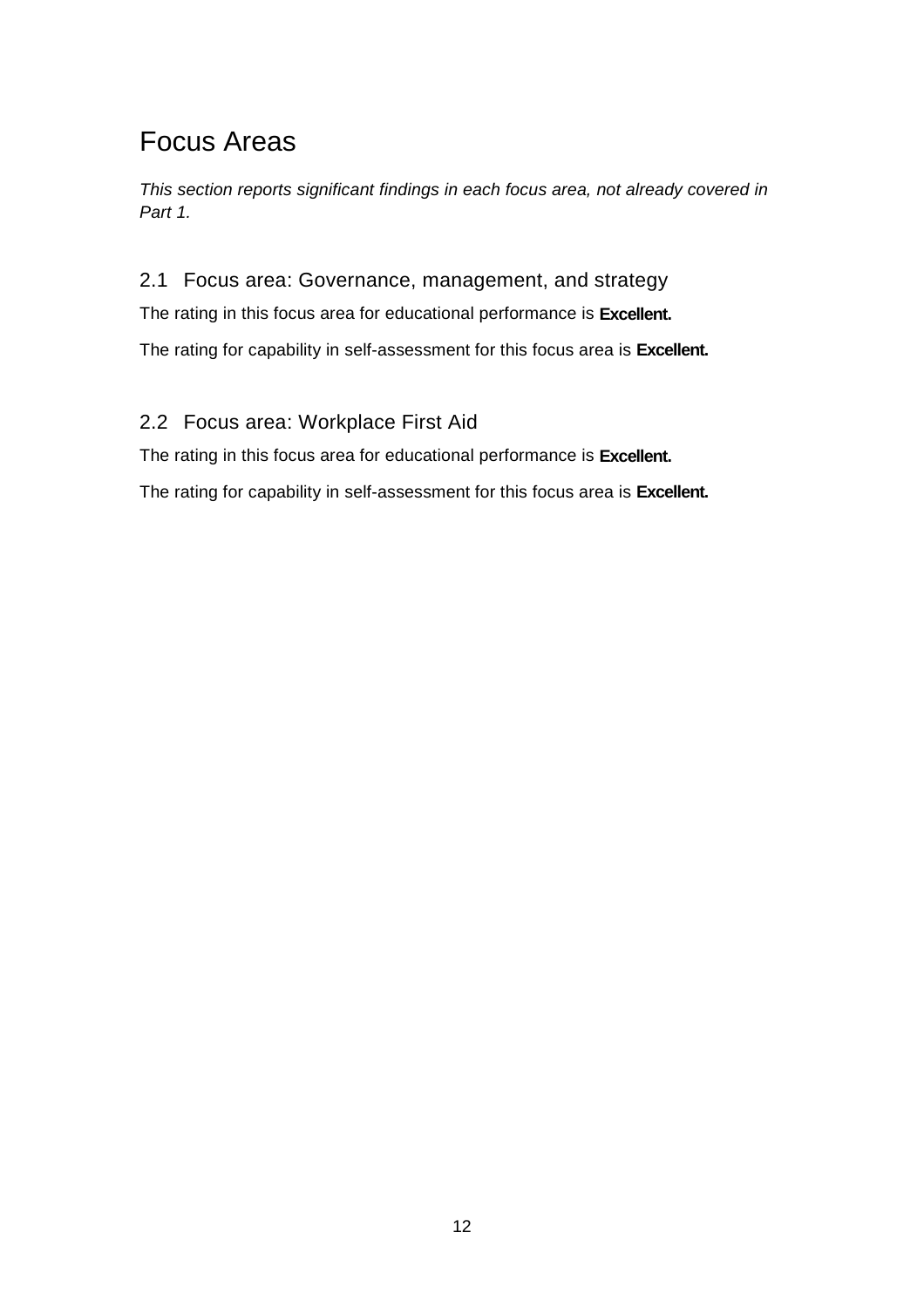# Focus Areas

*This section reports significant findings in each focus area, not already covered in Part 1.*

## 2.1 Focus area: Governance, management, and strategy

The rating in this focus area for educational performance is **Excellent.**

The rating for capability in self-assessment for this focus area is **Excellent.**

## 2.2 Focus area: Workplace First Aid

The rating in this focus area for educational performance is **Excellent.**

The rating for capability in self-assessment for this focus area is **Excellent.**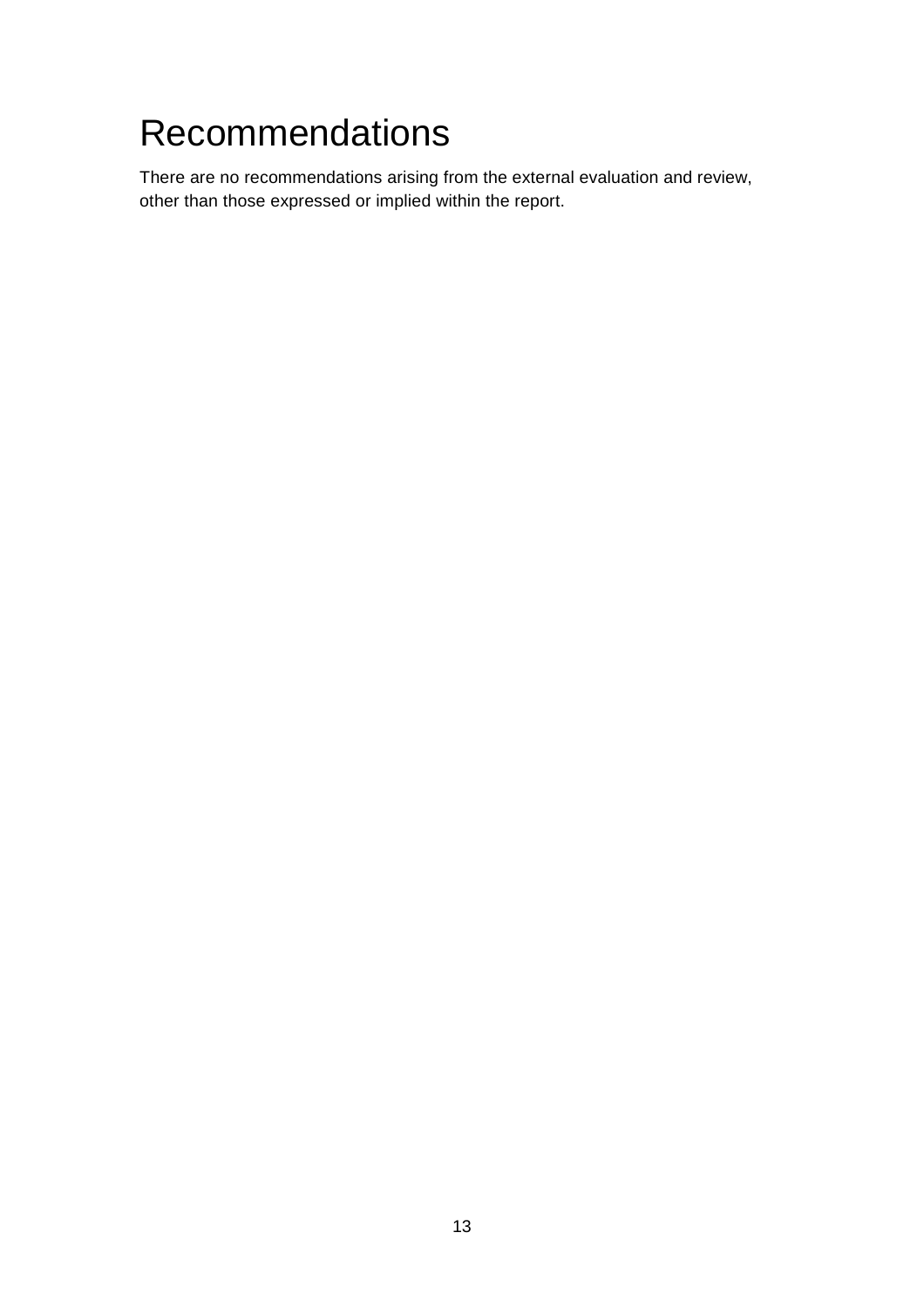# Recommendations

There are no recommendations arising from the external evaluation and review, other than those expressed or implied within the report.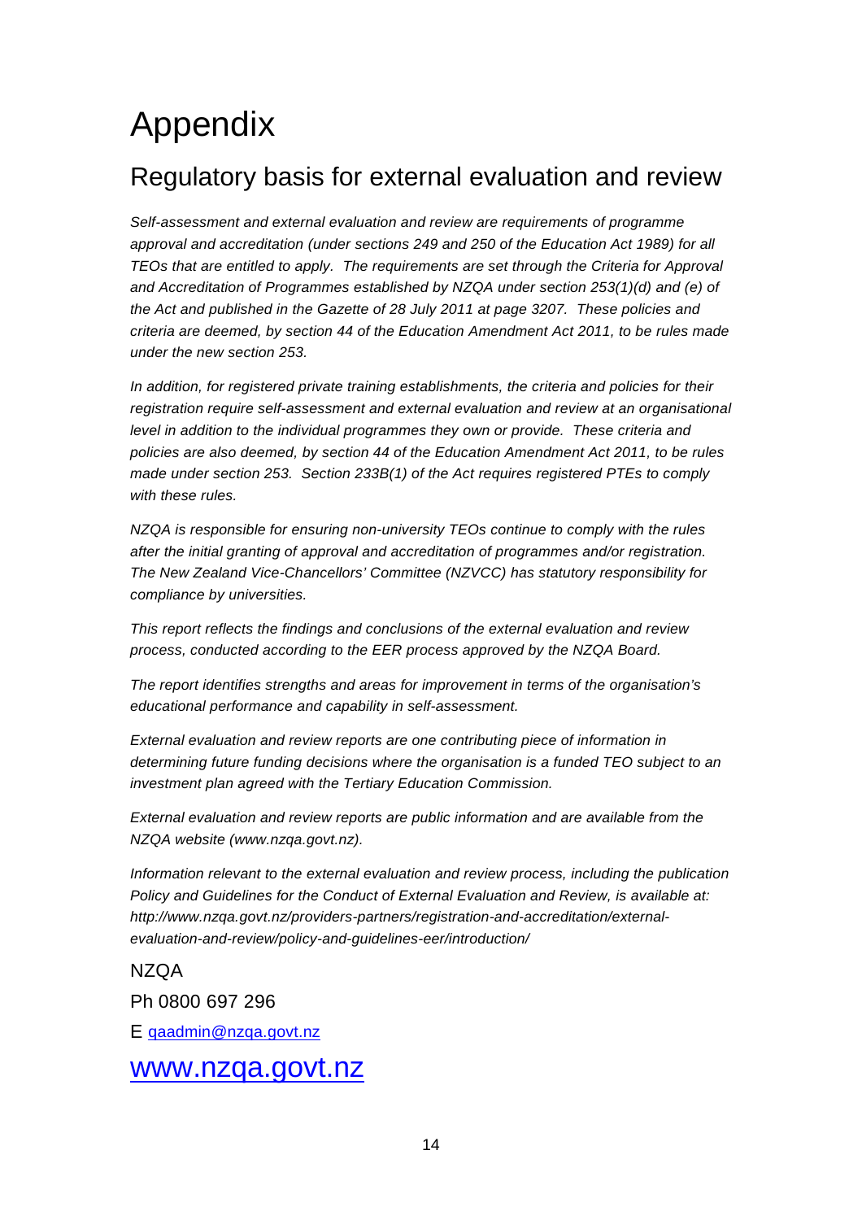# Appendix

## Regulatory basis for external evaluation and review

*Self-assessment and external evaluation and review are requirements of programme approval and accreditation (under sections 249 and 250 of the Education Act 1989) for all TEOs that are entitled to apply. The requirements are set through the Criteria for Approval and Accreditation of Programmes established by NZQA under section 253(1)(d) and (e) of the Act and published in the Gazette of 28 July 2011 at page 3207. These policies and criteria are deemed, by section 44 of the Education Amendment Act 2011, to be rules made under the new section 253.*

*In addition, for registered private training establishments, the criteria and policies for their registration require self-assessment and external evaluation and review at an organisational level in addition to the individual programmes they own or provide. These criteria and policies are also deemed, by section 44 of the Education Amendment Act 2011, to be rules made under section 253. Section 233B(1) of the Act requires registered PTEs to comply with these rules.*

*NZQA is responsible for ensuring non-university TEOs continue to comply with the rules after the initial granting of approval and accreditation of programmes and/or registration. The New Zealand Vice-Chancellors' Committee (NZVCC) has statutory responsibility for compliance by universities.*

*This report reflects the findings and conclusions of the external evaluation and review process, conducted according to the EER process approved by the NZQA Board.*

*The report identifies strengths and areas for improvement in terms of the organisation's educational performance and capability in self-assessment.*

*External evaluation and review reports are one contributing piece of information in determining future funding decisions where the organisation is a funded TEO subject to an investment plan agreed with the Tertiary Education Commission.*

*External evaluation and review reports are public information and are available from the NZQA website (www.nzqa.govt.nz).*

*Information relevant to the external evaluation and review process, including the publication Policy and Guidelines for the Conduct of External Evaluation and Review, is available at: http://www.nzqa.govt.nz/providers-partners/registration-and-accreditation/external-evaluation-and-review/policy-and-guidelines-eer/introduction/*

NZQA

Ph 0800 697 296

E qaadmin@nzqa.govt.nz

www.nzqa.govt.nz